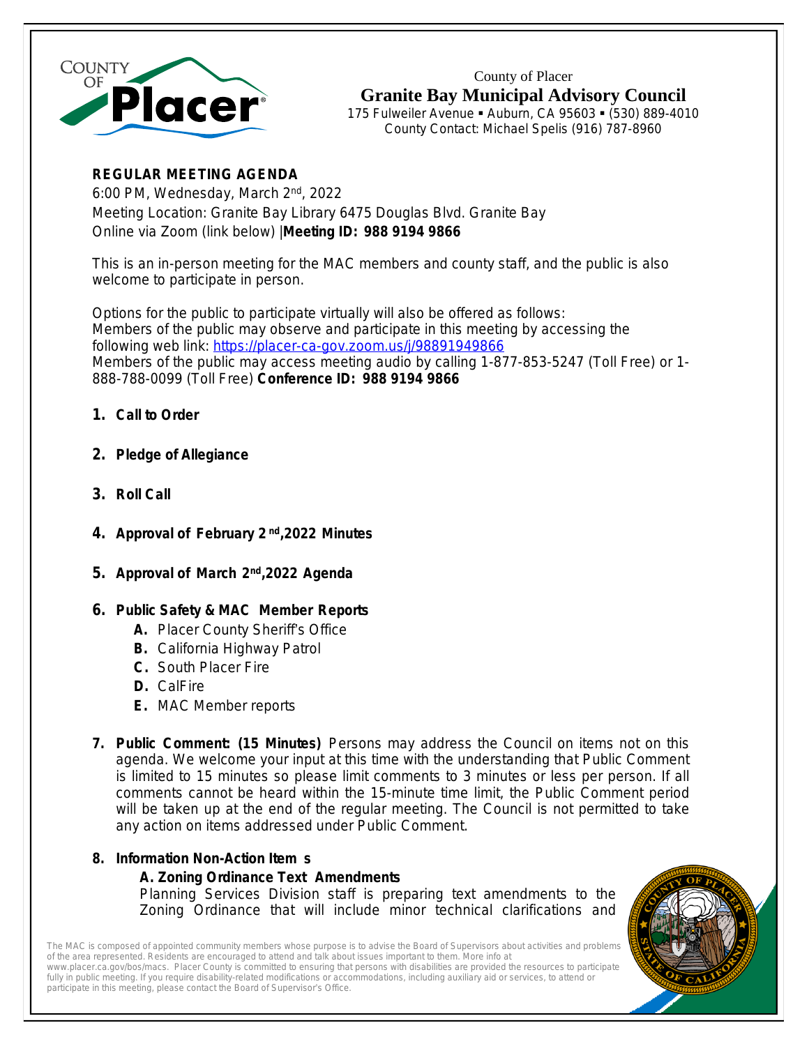County of Placer

# Granite Bay Municipal Advisory Council

175 Fulweiler Avenue ▪ Auburn, CA 95603 ▪ (530) 889-4010
County Contact: Michael Spelis (916) 787-8960

**REGULAR MEETING AGENDA**
6:00 PM, Wednesday, March 2nd, 2022
Meeting Location: Granite Bay Library 6475 Douglas Blvd. Granite Bay
Online via Zoom (link below) |**Meeting ID: 988 9194 9866**

This is an in-person meeting for the MAC members and county staff, and the public is also welcome to participate in person.

Options for the public to participate virtually will also be offered as follows:
Members of the public may observe and participate in this meeting by accessing the following web link: https://placer-ca-gov.zoom.us/j/98891949866
Members of the public may access meeting audio by calling 1-877-853-5247 (Toll Free) or 1-888-788-0099 (Toll Free) **Conference ID: 988 9194 9866**

1. **Call to Order**
2. **Pledge of Allegiance**
3. **Roll Call**
4. **Approval of February 2nd,2022 Minutes**
5. **Approval of March 2nd,2022 Agenda**
6. **Public Safety & MAC Member Reports**
   - **A.** Placer County Sheriff's Office
   - **B.** California Highway Patrol
   - **C.** South Placer Fire
   - **D.** CalFire
   - **E.** MAC Member reports
7. **Public Comment: (15 Minutes)** Persons may address the Council on items not on this agenda. We welcome your input at this time with the understanding that Public Comment is limited to 15 minutes so please limit comments to 3 minutes or less per person. If all comments cannot be heard within the 15-minute time limit, the Public Comment period will be taken up at the end of the regular meeting. The Council is not permitted to take any action on items addressed under Public Comment.
8. **Information Non-Action Items**
   - **A. Zoning Ordinance Text Amendments**
     Planning Services Division staff is preparing text amendments to the Zoning Ordinance that will include minor technical clarifications and

The MAC is composed of appointed community members whose purpose is to advise the Board of Supervisors about activities and problems of the area represented. Residents are encouraged to attend and talk about issues important to them. More info at www.placer.ca.gov/bos/macs. Placer County is committed to ensuring that persons with disabilities are provided the resources to participate fully in public meeting. If you require disability-related modifications or accommodations, including auxiliary aid or services, to attend or participate in this meeting, please contact the Board of Supervisor's Office.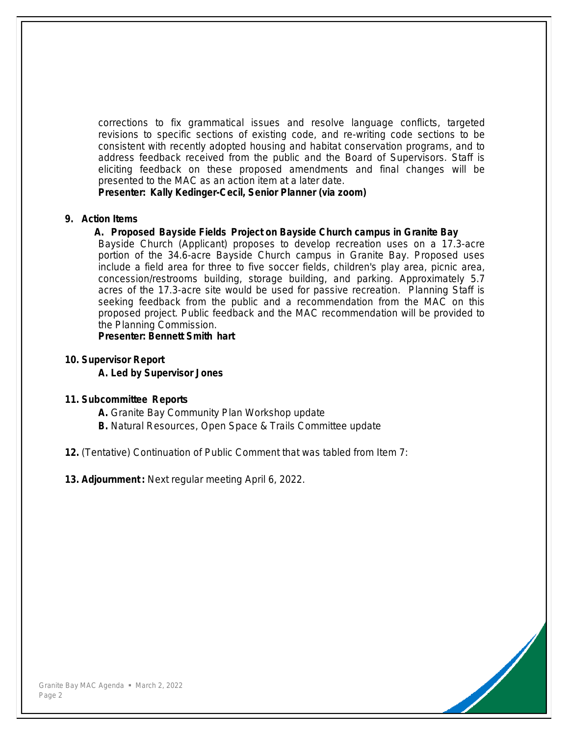corrections to fix grammatical issues and resolve language conflicts, targeted revisions to specific sections of existing code, and re-writing code sections to be consistent with recently adopted housing and habitat conservation programs, and to address feedback received from the public and the Board of Supervisors. Staff is eliciting feedback on these proposed amendments and final changes will be presented to the MAC as an action item at a later date.
**Presenter: Kally Kedinger-Cecil, Senior Planner (via zoom)**

**9. Action Items**

**A. Proposed Bayside Fields Project on Bayside Church campus in Granite Bay**

Bayside Church (Applicant) proposes to develop recreation uses on a 17.3-acre portion of the 34.6-acre Bayside Church campus in Granite Bay. Proposed uses include a field area for three to five soccer fields, children's play area, picnic area, concession/restrooms building, storage building, and parking. Approximately 5.7 acres of the 17.3-acre site would be used for passive recreation. Planning Staff is seeking feedback from the public and a recommendation from the MAC on this proposed project. Public feedback and the MAC recommendation will be provided to the Planning Commission.
**Presenter: Bennett Smith hart**

**10. Supervisor Report**

**A. Led by Supervisor Jones**

**11. Subcommittee Reports**

**A.** Granite Bay Community Plan Workshop update

**B.** Natural Resources, Open Space & Trails Committee update

**12.** (Tentative) Continuation of Public Comment that was tabled from Item 7:

**13. Adjournment:** Next regular meeting April 6, 2022.